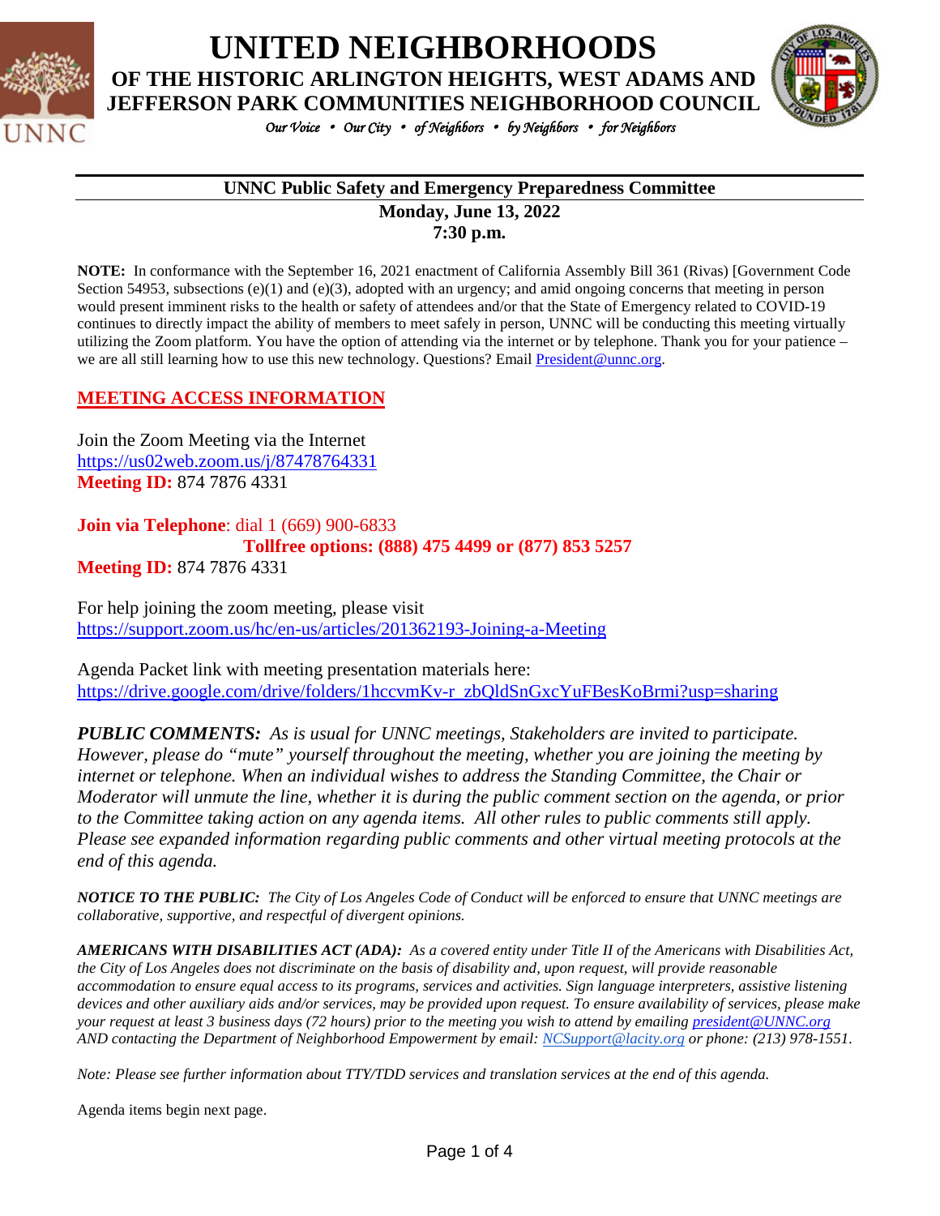# UNITED NEIGHBORHOODS

## OF THE HISTORIC ARLINGTON HEIGHTS, WEST ADAMS AND JEFFERSON PARK COMMUNITIES NEIGHBORHOOD COUNCIL

*Our Voice • Our City • of Neighbors • by Neighbors • for Neighbors*

---

**UNNC Public Safety and Emergency Preparedness Committee**

**Monday, June 13, 2022**

**7:30 p.m.**

**NOTE:** In conformance with the September 16, 2021 enactment of California Assembly Bill 361 (Rivas) [Government Code Section 54953, subsections (e)(1) and (e)(3), adopted with an urgency; and amid ongoing concerns that meeting in person would present imminent risks to the health or safety of attendees and/or that the State of Emergency related to COVID-19 continues to directly impact the ability of members to meet safely in person, UNNC will be conducting this meeting virtually utilizing the Zoom platform. You have the option of attending via the internet or by telephone. Thank you for your patience – we are all still learning how to use this new technology. Questions? Email President@unnc.org.

## MEETING ACCESS INFORMATION

Join the Zoom Meeting via the Internet
https://us02web.zoom.us/j/87478764331
**Meeting ID:** 874 7876 4331

**Join via Telephone**: dial 1 (669) 900-6833
**Tollfree options: (888) 475 4499 or (877) 853 5257**
**Meeting ID:** 874 7876 4331

For help joining the zoom meeting, please visit
https://support.zoom.us/hc/en-us/articles/201362193-Joining-a-Meeting

Agenda Packet link with meeting presentation materials here:
https://drive.google.com/drive/folders/1hccvmKv-r_zbQldSnGxcYuFBesKoBrmi?usp=sharing

***PUBLIC COMMENTS:*** *As is usual for UNNC meetings, Stakeholders are invited to participate. However, please do "mute" yourself throughout the meeting, whether you are joining the meeting by internet or telephone. When an individual wishes to address the Standing Committee, the Chair or Moderator will unmute the line, whether it is during the public comment section on the agenda, or prior to the Committee taking action on any agenda items. All other rules to public comments still apply. Please see expanded information regarding public comments and other virtual meeting protocols at the end of this agenda.*

***NOTICE TO THE PUBLIC:*** *The City of Los Angeles Code of Conduct will be enforced to ensure that UNNC meetings are collaborative, supportive, and respectful of divergent opinions.*

***AMERICANS WITH DISABILITIES ACT (ADA):*** *As a covered entity under Title II of the Americans with Disabilities Act, the City of Los Angeles does not discriminate on the basis of disability and, upon request, will provide reasonable accommodation to ensure equal access to its programs, services and activities. Sign language interpreters, assistive listening devices and other auxiliary aids and/or services, may be provided upon request. To ensure availability of services, please make your request at least 3 business days (72 hours) prior to the meeting you wish to attend by emailing president@UNNC.org AND contacting the Department of Neighborhood Empowerment by email: NCSupport@lacity.org or phone: (213) 978-1551.*

*Note: Please see further information about TTY/TDD services and translation services at the end of this agenda.*

Agenda items begin next page.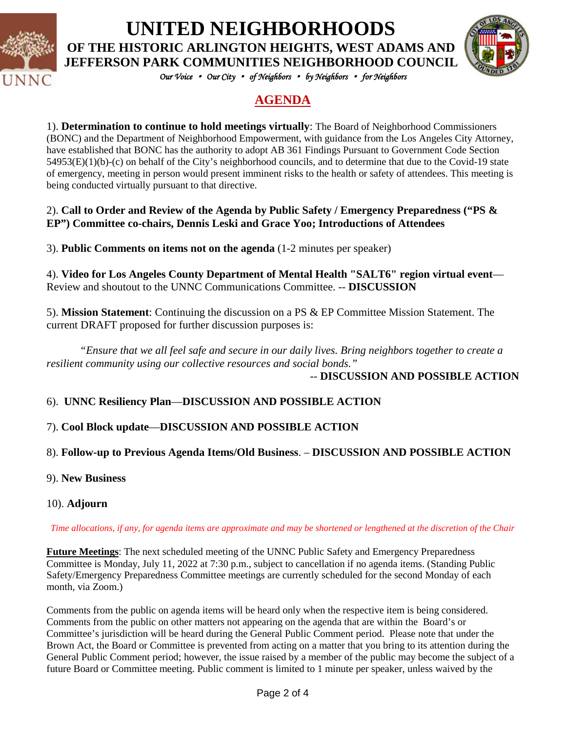# UNITED NEIGHBORHOODS

## OF THE HISTORIC ARLINGTON HEIGHTS, WEST ADAMS AND JEFFERSON PARK COMMUNITIES NEIGHBORHOOD COUNCIL

*Our Voice • Our City • of Neighbors • by Neighbors • for Neighbors*

## AGENDA

1). **Determination to continue to hold meetings virtually**: The Board of Neighborhood Commissioners (BONC) and the Department of Neighborhood Empowerment, with guidance from the Los Angeles City Attorney, have established that BONC has the authority to adopt AB 361 Findings Pursuant to Government Code Section 54953(E)(1)(b)-(c) on behalf of the City's neighborhood councils, and to determine that due to the Covid-19 state of emergency, meeting in person would present imminent risks to the health or safety of attendees. This meeting is being conducted virtually pursuant to that directive.

2). **Call to Order and Review of the Agenda by Public Safety / Emergency Preparedness ("PS & EP") Committee co-chairs, Dennis Leski and Grace Yoo; Introductions of Attendees**

3). **Public Comments on items not on the agenda** (1-2 minutes per speaker)

4). **Video for Los Angeles County Department of Mental Health "SALT6" region virtual event**—Review and shoutout to the UNNC Communications Committee. -- **DISCUSSION**

5). **Mission Statement**: Continuing the discussion on a PS & EP Committee Mission Statement. The current DRAFT proposed for further discussion purposes is:

*"Ensure that we all feel safe and secure in our daily lives. Bring neighbors together to create a resilient community using our collective resources and social bonds."*

-- **DISCUSSION AND POSSIBLE ACTION**

6). **UNNC Resiliency Plan**—**DISCUSSION AND POSSIBLE ACTION**

7). **Cool Block update**—**DISCUSSION AND POSSIBLE ACTION**

8). **Follow-up to Previous Agenda Items/Old Business**. – **DISCUSSION AND POSSIBLE ACTION**

9). **New Business**

10). **Adjourn**

*Time allocations, if any, for agenda items are approximate and may be shortened or lengthened at the discretion of the Chair*

**Future Meetings**: The next scheduled meeting of the UNNC Public Safety and Emergency Preparedness Committee is Monday, July 11, 2022 at 7:30 p.m., subject to cancellation if no agenda items. (Standing Public Safety/Emergency Preparedness Committee meetings are currently scheduled for the second Monday of each month, via Zoom.)

Comments from the public on agenda items will be heard only when the respective item is being considered. Comments from the public on other matters not appearing on the agenda that are within the Board's or Committee's jurisdiction will be heard during the General Public Comment period. Please note that under the Brown Act, the Board or Committee is prevented from acting on a matter that you bring to its attention during the General Public Comment period; however, the issue raised by a member of the public may become the subject of a future Board or Committee meeting. Public comment is limited to 1 minute per speaker, unless waived by the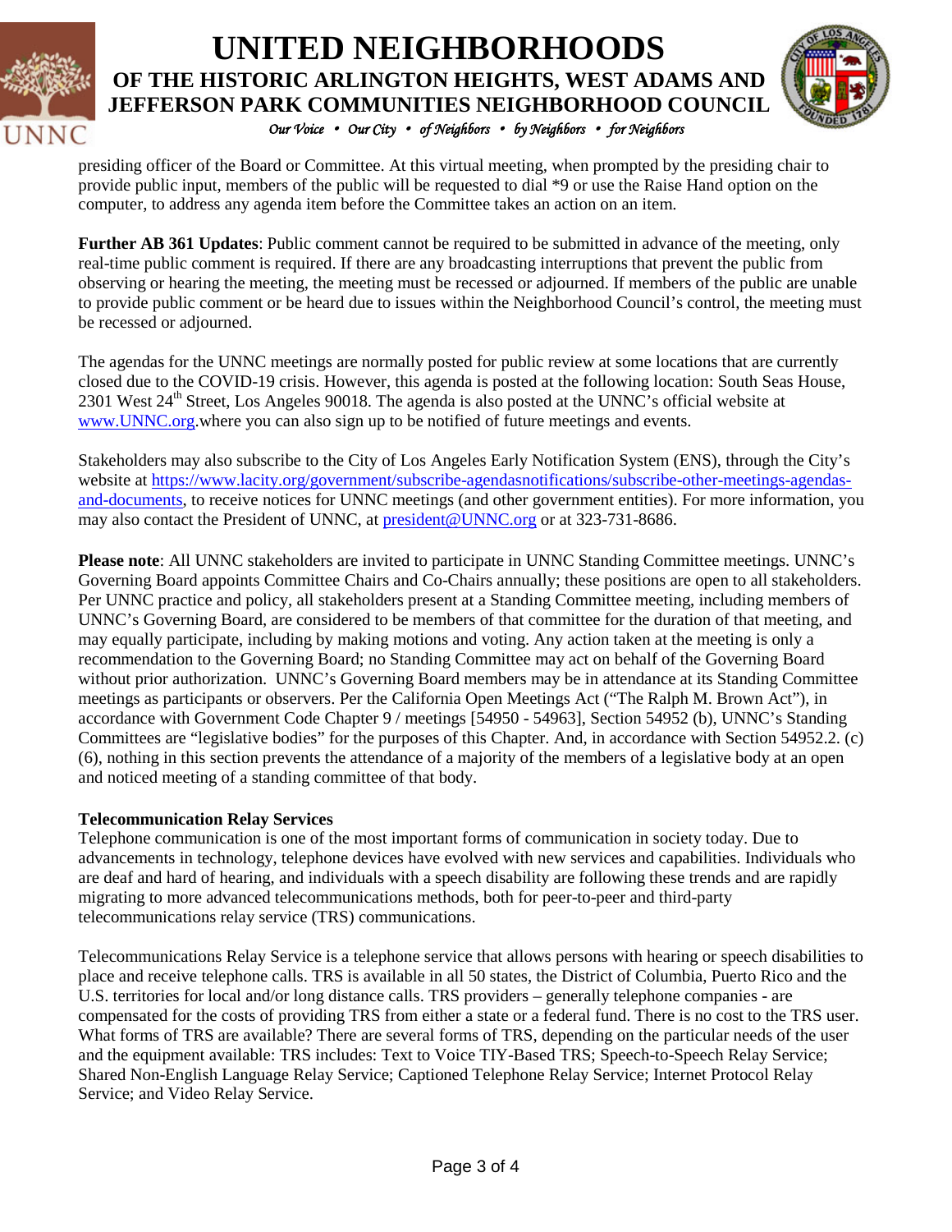presiding officer of the Board or Committee. At this virtual meeting, when prompted by the presiding chair to provide public input, members of the public will be requested to dial *9 or use the Raise Hand option on the computer, to address any agenda item before the Committee takes an action on an item.

**Further AB 361 Updates**: Public comment cannot be required to be submitted in advance of the meeting, only real-time public comment is required. If there are any broadcasting interruptions that prevent the public from observing or hearing the meeting, the meeting must be recessed or adjourned. If members of the public are unable to provide public comment or be heard due to issues within the Neighborhood Council's control, the meeting must be recessed or adjourned.

The agendas for the UNNC meetings are normally posted for public review at some locations that are currently closed due to the COVID-19 crisis. However, this agenda is posted at the following location: South Seas House, 2301 West 24th Street, Los Angeles 90018. The agenda is also posted at the UNNC's official website at www.UNNC.org.where you can also sign up to be notified of future meetings and events.

Stakeholders may also subscribe to the City of Los Angeles Early Notification System (ENS), through the City's website at https://www.lacity.org/government/subscribe-agendasnotifications/subscribe-other-meetings-agendas-and-documents, to receive notices for UNNC meetings (and other government entities). For more information, you may also contact the President of UNNC, at president@UNNC.org or at 323-731-8686.

**Please note**: All UNNC stakeholders are invited to participate in UNNC Standing Committee meetings. UNNC's Governing Board appoints Committee Chairs and Co-Chairs annually; these positions are open to all stakeholders. Per UNNC practice and policy, all stakeholders present at a Standing Committee meeting, including members of UNNC's Governing Board, are considered to be members of that committee for the duration of that meeting, and may equally participate, including by making motions and voting. Any action taken at the meeting is only a recommendation to the Governing Board; no Standing Committee may act on behalf of the Governing Board without prior authorization. UNNC's Governing Board members may be in attendance at its Standing Committee meetings as participants or observers. Per the California Open Meetings Act ("The Ralph M. Brown Act"), in accordance with Government Code Chapter 9 / meetings [54950 - 54963], Section 54952 (b), UNNC's Standing Committees are "legislative bodies" for the purposes of this Chapter. And, in accordance with Section 54952.2. (c)(6), nothing in this section prevents the attendance of a majority of the members of a legislative body at an open and noticed meeting of a standing committee of that body.

**Telecommunication Relay Services**
Telephone communication is one of the most important forms of communication in society today. Due to advancements in technology, telephone devices have evolved with new services and capabilities. Individuals who are deaf and hard of hearing, and individuals with a speech disability are following these trends and are rapidly migrating to more advanced telecommunications methods, both for peer-to-peer and third-party telecommunications relay service (TRS) communications.

Telecommunications Relay Service is a telephone service that allows persons with hearing or speech disabilities to place and receive telephone calls. TRS is available in all 50 states, the District of Columbia, Puerto Rico and the U.S. territories for local and/or long distance calls. TRS providers – generally telephone companies - are compensated for the costs of providing TRS from either a state or a federal fund. There is no cost to the TRS user. What forms of TRS are available? There are several forms of TRS, depending on the particular needs of the user and the equipment available: TRS includes: Text to Voice TIY-Based TRS; Speech-to-Speech Relay Service; Shared Non-English Language Relay Service; Captioned Telephone Relay Service; Internet Protocol Relay Service; and Video Relay Service.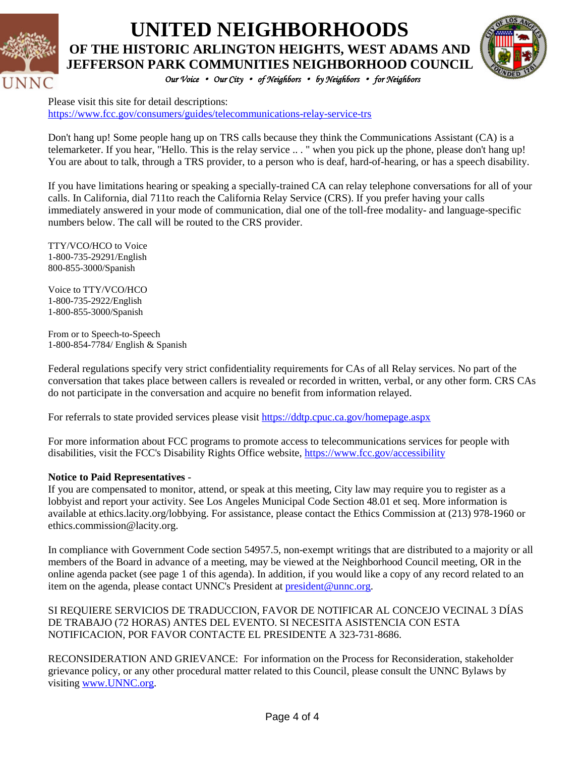Please visit this site for detail descriptions:
https://www.fcc.gov/consumers/guides/telecommunications-relay-service-trs

Don't hang up! Some people hang up on TRS calls because they think the Communications Assistant (CA) is a telemarketer. If you hear, "Hello. This is the relay service .. . " when you pick up the phone, please don't hang up! You are about to talk, through a TRS provider, to a person who is deaf, hard-of-hearing, or has a speech disability.

If you have limitations hearing or speaking a specially-trained CA can relay telephone conversations for all of your calls. In California, dial 711to reach the California Relay Service (CRS). If you prefer having your calls immediately answered in your mode of communication, dial one of the toll-free modality- and language-specific numbers below. The call will be routed to the CRS provider.

TTY/VCO/HCO to Voice
1-800-735-29291/English
800-855-3000/Spanish

Voice to TTY/VCO/HCO
1-800-735-2922/English
1-800-855-3000/Spanish

From or to Speech-to-Speech
1-800-854-7784/ English & Spanish

Federal regulations specify very strict confidentiality requirements for CAs of all Relay services. No part of the conversation that takes place between callers is revealed or recorded in written, verbal, or any other form. CRS CAs do not participate in the conversation and acquire no benefit from information relayed.

For referrals to state provided services please visit https://ddtp.cpuc.ca.gov/homepage.aspx

For more information about FCC programs to promote access to telecommunications services for people with disabilities, visit the FCC's Disability Rights Office website, https://www.fcc.gov/accessibility

**Notice to Paid Representatives** -
If you are compensated to monitor, attend, or speak at this meeting, City law may require you to register as a lobbyist and report your activity. See Los Angeles Municipal Code Section 48.01 et seq. More information is available at ethics.lacity.org/lobbying. For assistance, please contact the Ethics Commission at (213) 978-1960 or ethics.commission@lacity.org.

In compliance with Government Code section 54957.5, non-exempt writings that are distributed to a majority or all members of the Board in advance of a meeting, may be viewed at the Neighborhood Council meeting, OR in the online agenda packet (see page 1 of this agenda). In addition, if you would like a copy of any record related to an item on the agenda, please contact UNNC's President at president@unnc.org.

SI REQUIERE SERVICIOS DE TRADUCCION, FAVOR DE NOTIFICAR AL CONCEJO VECINAL 3 DÍAS DE TRABAJO (72 HORAS) ANTES DEL EVENTO. SI NECESITA ASISTENCIA CON ESTA NOTIFICACION, POR FAVOR CONTACTE EL PRESIDENTE A 323-731-8686.

RECONSIDERATION AND GRIEVANCE: For information on the Process for Reconsideration, stakeholder grievance policy, or any other procedural matter related to this Council, please consult the UNNC Bylaws by visiting www.UNNC.org.